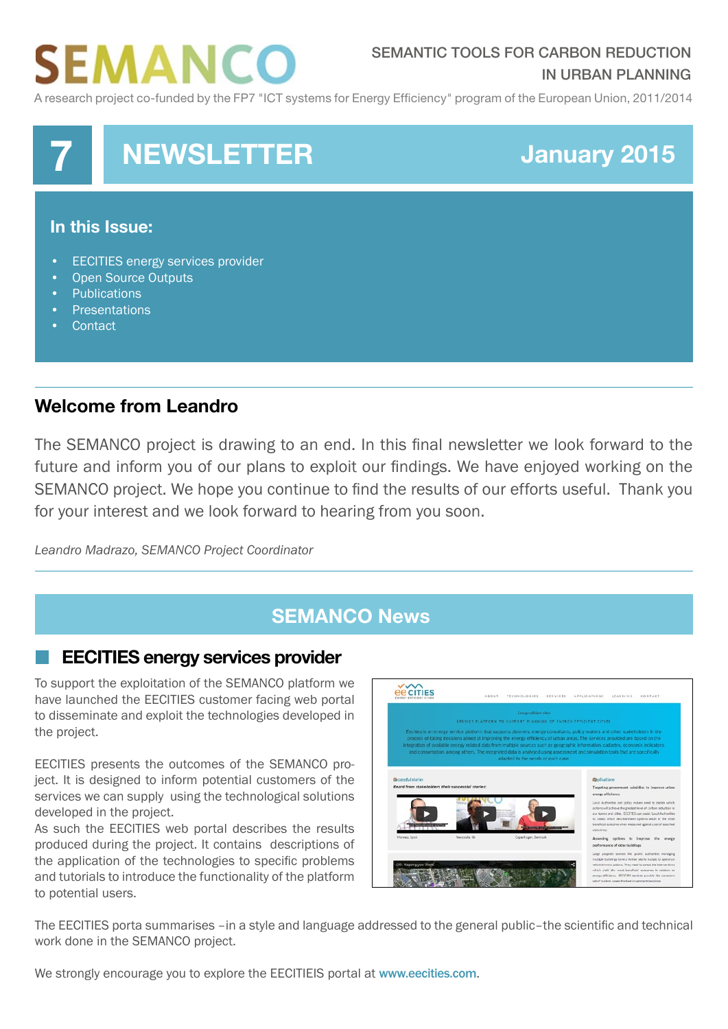# SEMANCO

SEMANTIC TOOLS FOR CARBON REDUCTION IN URBAN PLANNING

A research project co-funded by the FP7 "ICT systems for Energy Efficiency" program of the European Union, 2011/2014

## 7 NEWSLETTER January 2015

### In this Issue:

- EECITIES energy services provider
- Open Source Outputs
- Publications
- Presentations
- Contact

## Welcome from Leandro

The SEMANCO project is drawing to an end. In this final newsletter we look forward to the future and inform you of our plans to exploit our findings. We have enjoyed working on the SEMANCO project. We hope you continue to find the results of our efforts useful. Thank you for your interest and we look forward to hearing from you soon.

*Leandro Madrazo, SEMANCO Project Coordinator*

## SEMANCO News

### EECITIES energy services provider

To support the exploitation of the SEMANCO platform we have launched the EECITIES customer facing web portal to disseminate and exploit the technologies developed in the project.

EECITIES presents the outcomes of the SEMANCO project. It is designed to inform potential customers of the services we can supply using the technological solutions developed in the project.
As such the EECITIES web portal describes the results produced during the project. It contains descriptions of the application of the technologies to specific problems and tutorials to introduce the functionality of the platform to potential users.

The EECITIES porta summarises –in a style and language addressed to the general public–the scientific and technical work done in the SEMANCO project.

We strongly encourage you to explore the EECITIEIS portal at www.eecities.com.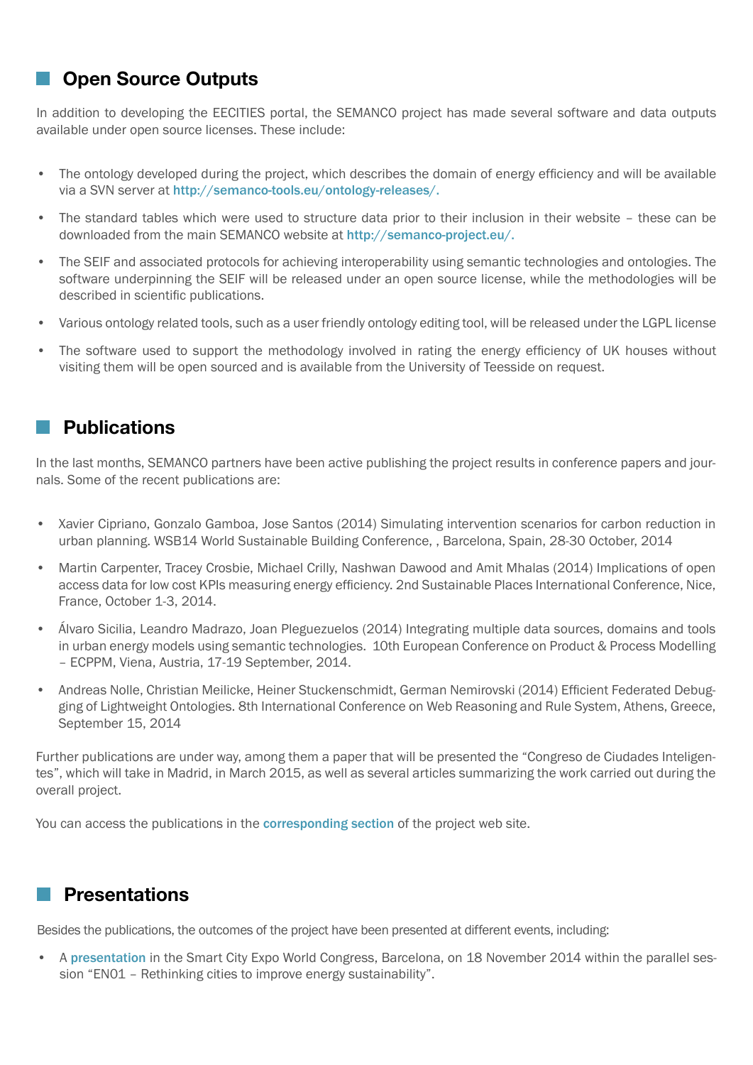## Open Source Outputs

In addition to developing the EECITIES portal, the SEMANCO project has made several software and data outputs available under open source licenses. These include:

- The ontology developed during the project, which describes the domain of energy efficiency and will be available via a SVN server at http://semanco-tools.eu/ontology-releases/.
- The standard tables which were used to structure data prior to their inclusion in their website – these can be downloaded from the main SEMANCO website at http://semanco-project.eu/.
- The SEIF and associated protocols for achieving interoperability using semantic technologies and ontologies. The software underpinning the SEIF will be released under an open source license, while the methodologies will be described in scientific publications.
- Various ontology related tools, such as a user friendly ontology editing tool, will be released under the LGPL license
- The software used to support the methodology involved in rating the energy efficiency of UK houses without visiting them will be open sourced and is available from the University of Teesside on request.

## Publications

In the last months, SEMANCO partners have been active publishing the project results in conference papers and journals. Some of the recent publications are:

- Xavier Cipriano, Gonzalo Gamboa, Jose Santos (2014) Simulating intervention scenarios for carbon reduction in urban planning. WSB14 World Sustainable Building Conference, , Barcelona, Spain, 28-30 October, 2014
- Martin Carpenter, Tracey Crosbie, Michael Crilly, Nashwan Dawood and Amit Mhalas (2014) Implications of open access data for low cost KPIs measuring energy efficiency. 2nd Sustainable Places International Conference, Nice, France, October 1-3, 2014.
- Álvaro Sicilia, Leandro Madrazo, Joan Pleguezuelos (2014) Integrating multiple data sources, domains and tools in urban energy models using semantic technologies. 10th European Conference on Product & Process Modelling – ECPPM, Viena, Austria, 17-19 September, 2014.
- Andreas Nolle, Christian Meilicke, Heiner Stuckenschmidt, German Nemirovski (2014) Efficient Federated Debugging of Lightweight Ontologies. 8th International Conference on Web Reasoning and Rule System, Athens, Greece, September 15, 2014

Further publications are under way, among them a paper that will be presented the "Congreso de Ciudades Inteligentes", which will take in Madrid, in March 2015, as well as several articles summarizing the work carried out during the overall project.

You can access the publications in the corresponding section of the project web site.

## Presentations

Besides the publications, the outcomes of the project have been presented at different events, including:

- A presentation in the Smart City Expo World Congress, Barcelona, on 18 November 2014 within the parallel session "EN01 – Rethinking cities to improve energy sustainability".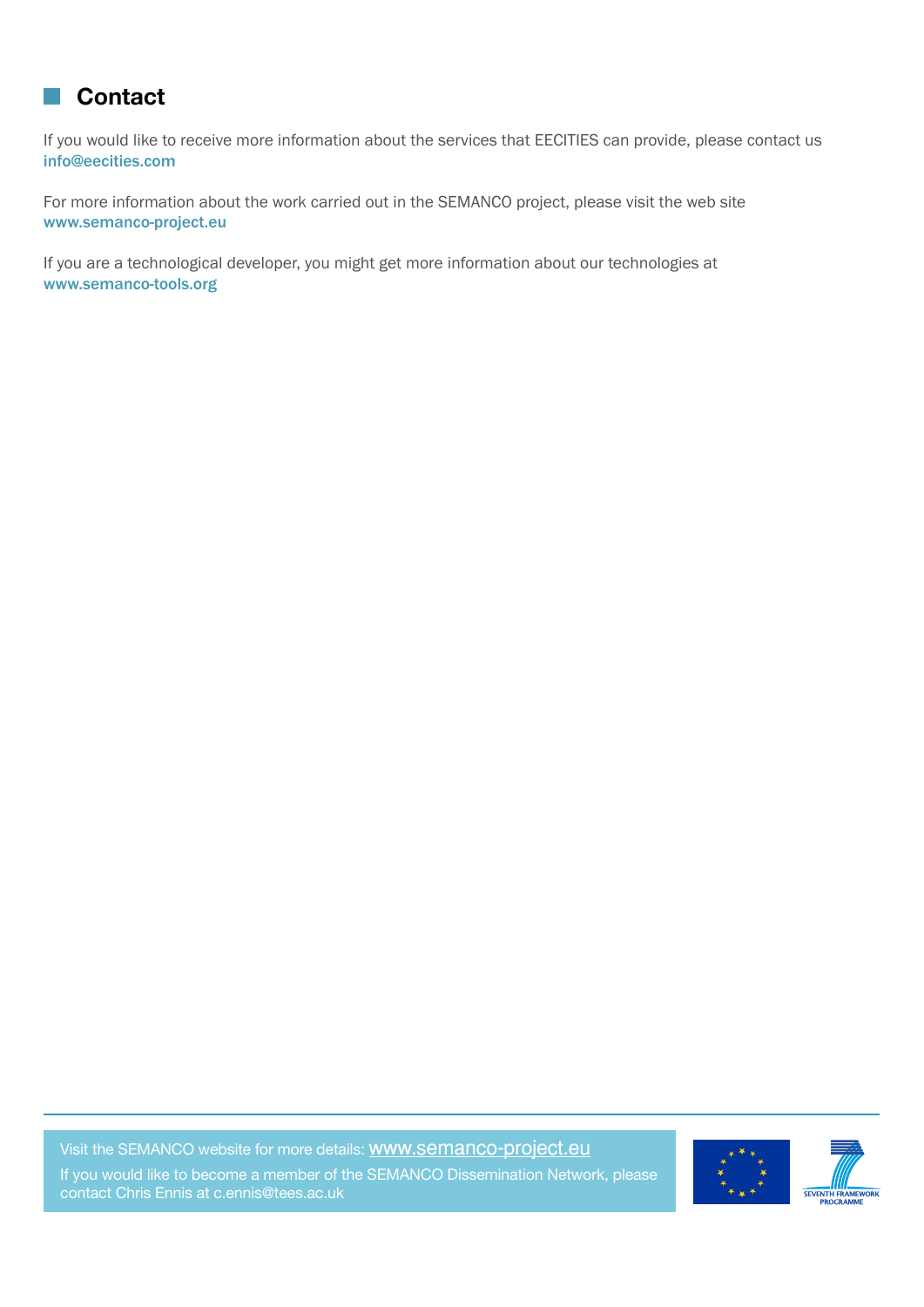## Contact

If you would like to receive more information about the services that EECITIES can provide, please contact us
info@eecities.com

For more information about the work carried out in the SEMANCO project, please visit the web site
www.semanco-project.eu

If you are a technological developer, you might get more information about our technologies at
www.semanco-tools.org

Visit the SEMANCO website for more details: www.semanco-project.eu

If you would like to become a member of the SEMANCO Dissemination Network, please contact Chris Ennis at c.ennis@tees.ac.uk

SEVENTH FRAMEWORK PROGRAMME